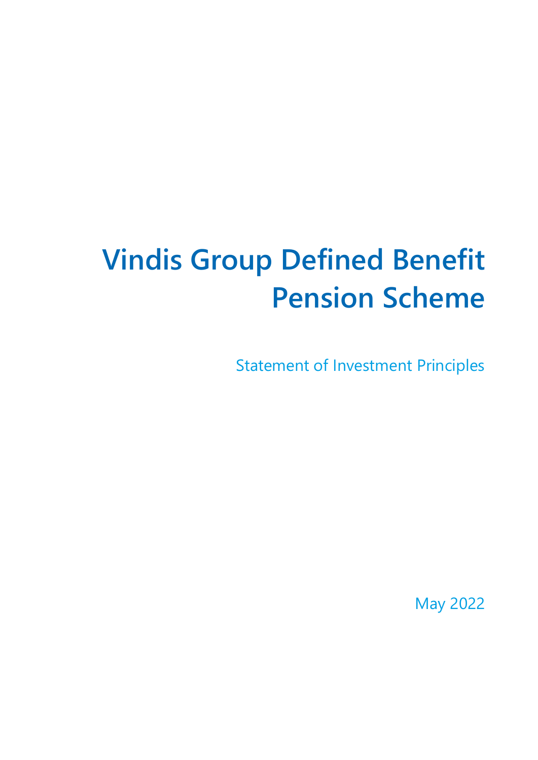# Vindis Group Defined Benefit Pension Scheme

Statement of Investment Principles

May 2022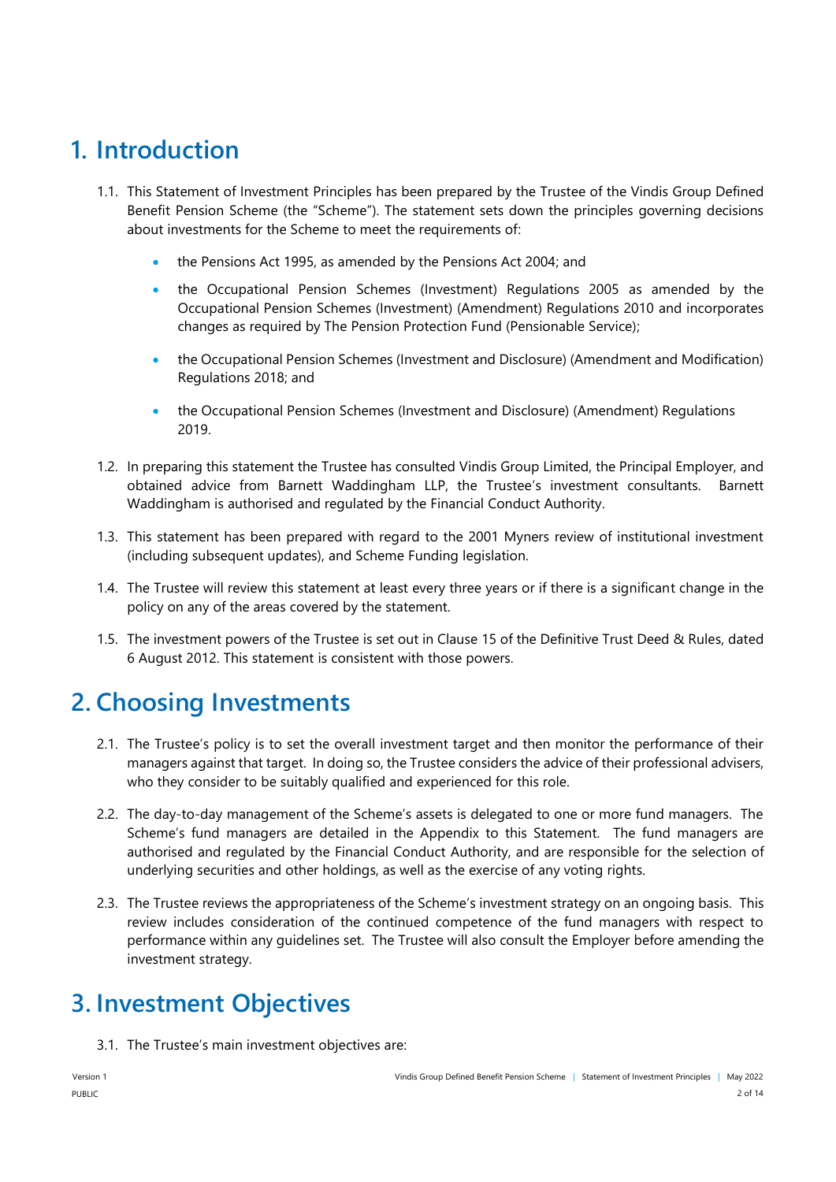# 1. Introduction

1.1. This Statement of Investment Principles has been prepared by the Trustee of the Vindis Group Defined Benefit Pension Scheme (the "Scheme"). The statement sets down the principles governing decisions about investments for the Scheme to meet the requirements of:

- the Pensions Act 1995, as amended by the Pensions Act 2004; and
- the Occupational Pension Schemes (Investment) Regulations 2005 as amended by the Occupational Pension Schemes (Investment) (Amendment) Regulations 2010 and incorporates changes as required by The Pension Protection Fund (Pensionable Service);
- the Occupational Pension Schemes (Investment and Disclosure) (Amendment and Modification) Regulations 2018; and
- the Occupational Pension Schemes (Investment and Disclosure) (Amendment) Regulations 2019.

1.2. In preparing this statement the Trustee has consulted Vindis Group Limited, the Principal Employer, and obtained advice from Barnett Waddingham LLP, the Trustee's investment consultants. Barnett Waddingham is authorised and regulated by the Financial Conduct Authority.

1.3. This statement has been prepared with regard to the 2001 Myners review of institutional investment (including subsequent updates), and Scheme Funding legislation.

1.4. The Trustee will review this statement at least every three years or if there is a significant change in the policy on any of the areas covered by the statement.

1.5. The investment powers of the Trustee is set out in Clause 15 of the Definitive Trust Deed & Rules, dated 6 August 2012. This statement is consistent with those powers.

# 2. Choosing Investments

2.1. The Trustee's policy is to set the overall investment target and then monitor the performance of their managers against that target. In doing so, the Trustee considers the advice of their professional advisers, who they consider to be suitably qualified and experienced for this role.

2.2. The day-to-day management of the Scheme's assets is delegated to one or more fund managers. The Scheme's fund managers are detailed in the Appendix to this Statement. The fund managers are authorised and regulated by the Financial Conduct Authority, and are responsible for the selection of underlying securities and other holdings, as well as the exercise of any voting rights.

2.3. The Trustee reviews the appropriateness of the Scheme's investment strategy on an ongoing basis. This review includes consideration of the continued competence of the fund managers with respect to performance within any guidelines set. The Trustee will also consult the Employer before amending the investment strategy.

# 3. Investment Objectives

3.1. The Trustee's main investment objectives are: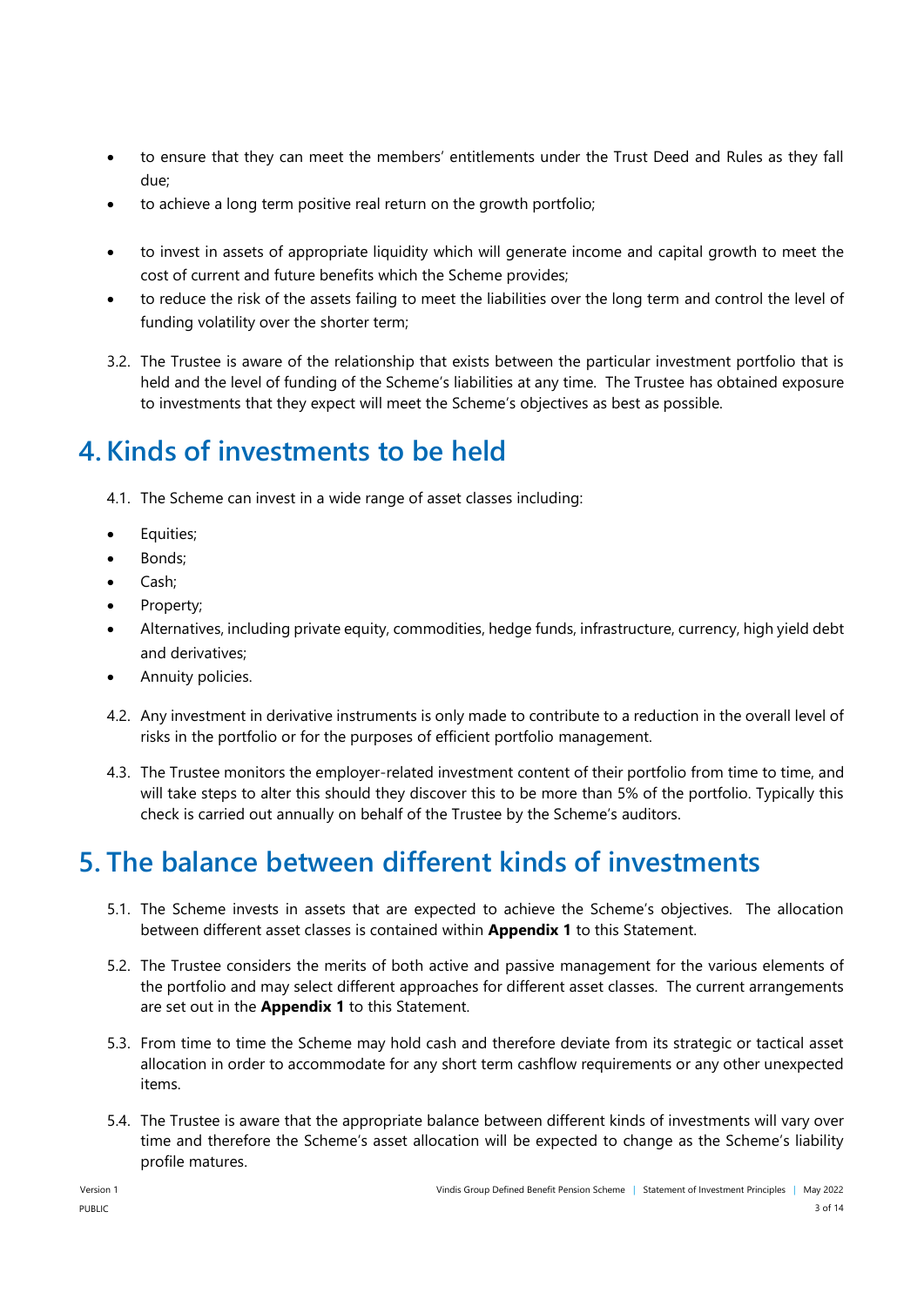- to ensure that they can meet the members' entitlements under the Trust Deed and Rules as they fall due;
- to achieve a long term positive real return on the growth portfolio;
- to invest in assets of appropriate liquidity which will generate income and capital growth to meet the cost of current and future benefits which the Scheme provides;
- to reduce the risk of the assets failing to meet the liabilities over the long term and control the level of funding volatility over the shorter term;

3.2. The Trustee is aware of the relationship that exists between the particular investment portfolio that is held and the level of funding of the Scheme's liabilities at any time. The Trustee has obtained exposure to investments that they expect will meet the Scheme's objectives as best as possible.

# 4. Kinds of investments to be held

4.1. The Scheme can invest in a wide range of asset classes including:

- Equities;
- Bonds;
- Cash;
- Property;
- Alternatives, including private equity, commodities, hedge funds, infrastructure, currency, high yield debt and derivatives;
- Annuity policies.

4.2. Any investment in derivative instruments is only made to contribute to a reduction in the overall level of risks in the portfolio or for the purposes of efficient portfolio management.

4.3. The Trustee monitors the employer-related investment content of their portfolio from time to time, and will take steps to alter this should they discover this to be more than 5% of the portfolio. Typically this check is carried out annually on behalf of the Trustee by the Scheme's auditors.

# 5. The balance between different kinds of investments

5.1. The Scheme invests in assets that are expected to achieve the Scheme's objectives. The allocation between different asset classes is contained within **Appendix 1** to this Statement.

5.2. The Trustee considers the merits of both active and passive management for the various elements of the portfolio and may select different approaches for different asset classes. The current arrangements are set out in the **Appendix 1** to this Statement.

5.3. From time to time the Scheme may hold cash and therefore deviate from its strategic or tactical asset allocation in order to accommodate for any short term cashflow requirements or any other unexpected items.

5.4. The Trustee is aware that the appropriate balance between different kinds of investments will vary over time and therefore the Scheme's asset allocation will be expected to change as the Scheme's liability profile matures.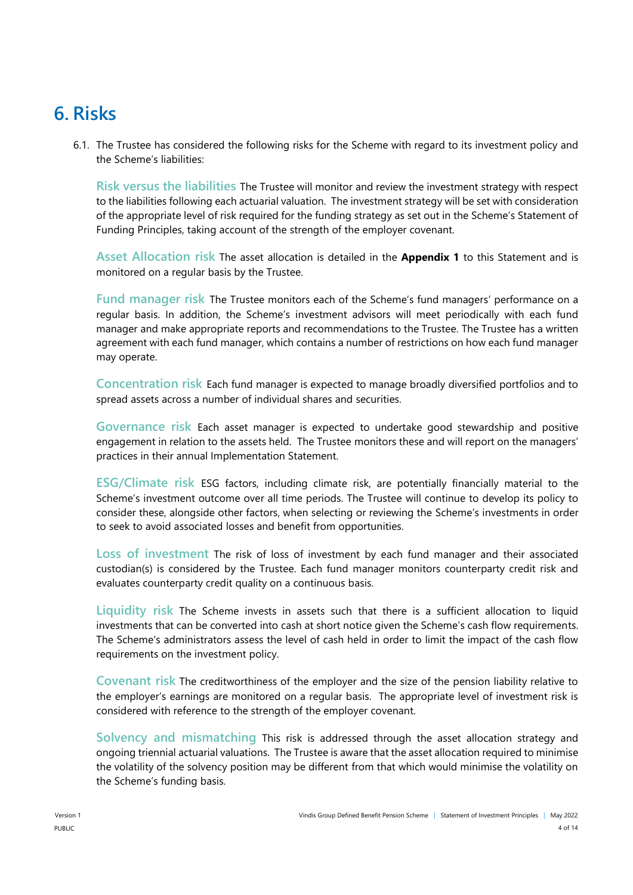# 6. Risks

6.1. The Trustee has considered the following risks for the Scheme with regard to its investment policy and the Scheme's liabilities:

**Risk versus the liabilities** The Trustee will monitor and review the investment strategy with respect to the liabilities following each actuarial valuation. The investment strategy will be set with consideration of the appropriate level of risk required for the funding strategy as set out in the Scheme's Statement of Funding Principles, taking account of the strength of the employer covenant.

**Asset Allocation risk** The asset allocation is detailed in the **Appendix 1** to this Statement and is monitored on a regular basis by the Trustee.

**Fund manager risk** The Trustee monitors each of the Scheme's fund managers' performance on a regular basis. In addition, the Scheme's investment advisors will meet periodically with each fund manager and make appropriate reports and recommendations to the Trustee. The Trustee has a written agreement with each fund manager, which contains a number of restrictions on how each fund manager may operate.

**Concentration risk** Each fund manager is expected to manage broadly diversified portfolios and to spread assets across a number of individual shares and securities.

**Governance risk** Each asset manager is expected to undertake good stewardship and positive engagement in relation to the assets held. The Trustee monitors these and will report on the managers' practices in their annual Implementation Statement.

**ESG/Climate risk** ESG factors, including climate risk, are potentially financially material to the Scheme's investment outcome over all time periods. The Trustee will continue to develop its policy to consider these, alongside other factors, when selecting or reviewing the Scheme's investments in order to seek to avoid associated losses and benefit from opportunities.

**Loss of investment** The risk of loss of investment by each fund manager and their associated custodian(s) is considered by the Trustee. Each fund manager monitors counterparty credit risk and evaluates counterparty credit quality on a continuous basis.

**Liquidity risk** The Scheme invests in assets such that there is a sufficient allocation to liquid investments that can be converted into cash at short notice given the Scheme's cash flow requirements. The Scheme's administrators assess the level of cash held in order to limit the impact of the cash flow requirements on the investment policy.

**Covenant risk** The creditworthiness of the employer and the size of the pension liability relative to the employer's earnings are monitored on a regular basis. The appropriate level of investment risk is considered with reference to the strength of the employer covenant.

**Solvency and mismatching** This risk is addressed through the asset allocation strategy and ongoing triennial actuarial valuations. The Trustee is aware that the asset allocation required to minimise the volatility of the solvency position may be different from that which would minimise the volatility on the Scheme's funding basis.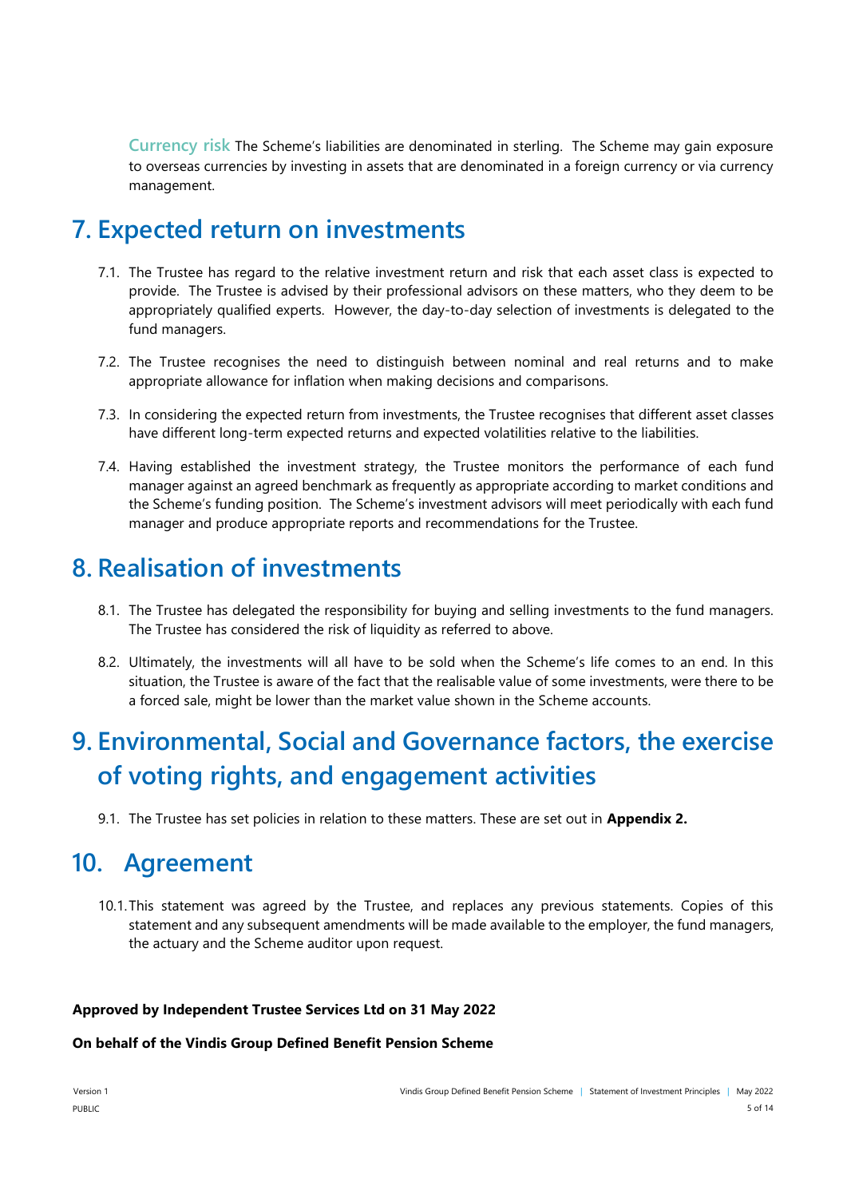**Currency risk** The Scheme's liabilities are denominated in sterling. The Scheme may gain exposure to overseas currencies by investing in assets that are denominated in a foreign currency or via currency management.

# 7. Expected return on investments

7.1. The Trustee has regard to the relative investment return and risk that each asset class is expected to provide. The Trustee is advised by their professional advisors on these matters, who they deem to be appropriately qualified experts. However, the day-to-day selection of investments is delegated to the fund managers.

7.2. The Trustee recognises the need to distinguish between nominal and real returns and to make appropriate allowance for inflation when making decisions and comparisons.

7.3. In considering the expected return from investments, the Trustee recognises that different asset classes have different long-term expected returns and expected volatilities relative to the liabilities.

7.4. Having established the investment strategy, the Trustee monitors the performance of each fund manager against an agreed benchmark as frequently as appropriate according to market conditions and the Scheme's funding position. The Scheme's investment advisors will meet periodically with each fund manager and produce appropriate reports and recommendations for the Trustee.

# 8. Realisation of investments

8.1. The Trustee has delegated the responsibility for buying and selling investments to the fund managers. The Trustee has considered the risk of liquidity as referred to above.

8.2. Ultimately, the investments will all have to be sold when the Scheme's life comes to an end. In this situation, the Trustee is aware of the fact that the realisable value of some investments, were there to be a forced sale, might be lower than the market value shown in the Scheme accounts.

# 9. Environmental, Social and Governance factors, the exercise of voting rights, and engagement activities

9.1. The Trustee has set policies in relation to these matters. These are set out in **Appendix 2.**

# 10. Agreement

10.1. This statement was agreed by the Trustee, and replaces any previous statements. Copies of this statement and any subsequent amendments will be made available to the employer, the fund managers, the actuary and the Scheme auditor upon request.

**Approved by Independent Trustee Services Ltd on 31 May 2022**

**On behalf of the Vindis Group Defined Benefit Pension Scheme**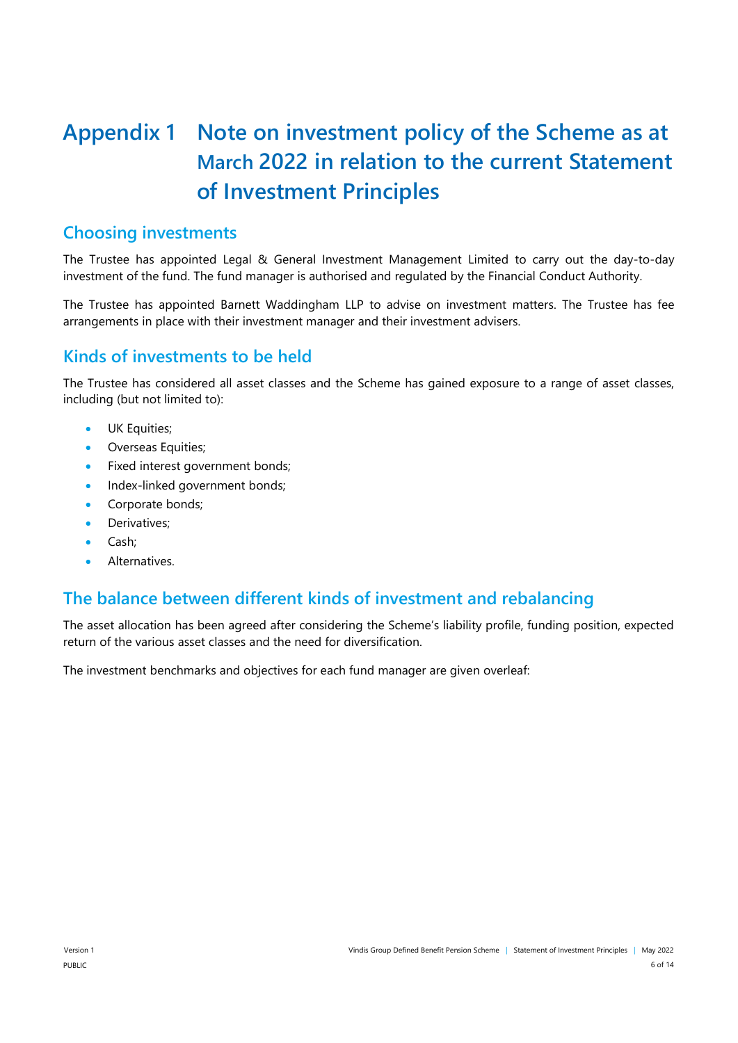# Appendix 1 Note on investment policy of the Scheme as at March 2022 in relation to the current Statement of Investment Principles

## Choosing investments

The Trustee has appointed Legal & General Investment Management Limited to carry out the day-to-day investment of the fund. The fund manager is authorised and regulated by the Financial Conduct Authority.

The Trustee has appointed Barnett Waddingham LLP to advise on investment matters. The Trustee has fee arrangements in place with their investment manager and their investment advisers.

## Kinds of investments to be held

The Trustee has considered all asset classes and the Scheme has gained exposure to a range of asset classes, including (but not limited to):

- UK Equities;
- Overseas Equities;
- Fixed interest government bonds;
- Index-linked government bonds;
- Corporate bonds;
- Derivatives;
- Cash;
- Alternatives.

## The balance between different kinds of investment and rebalancing

The asset allocation has been agreed after considering the Scheme's liability profile, funding position, expected return of the various asset classes and the need for diversification.

The investment benchmarks and objectives for each fund manager are given overleaf: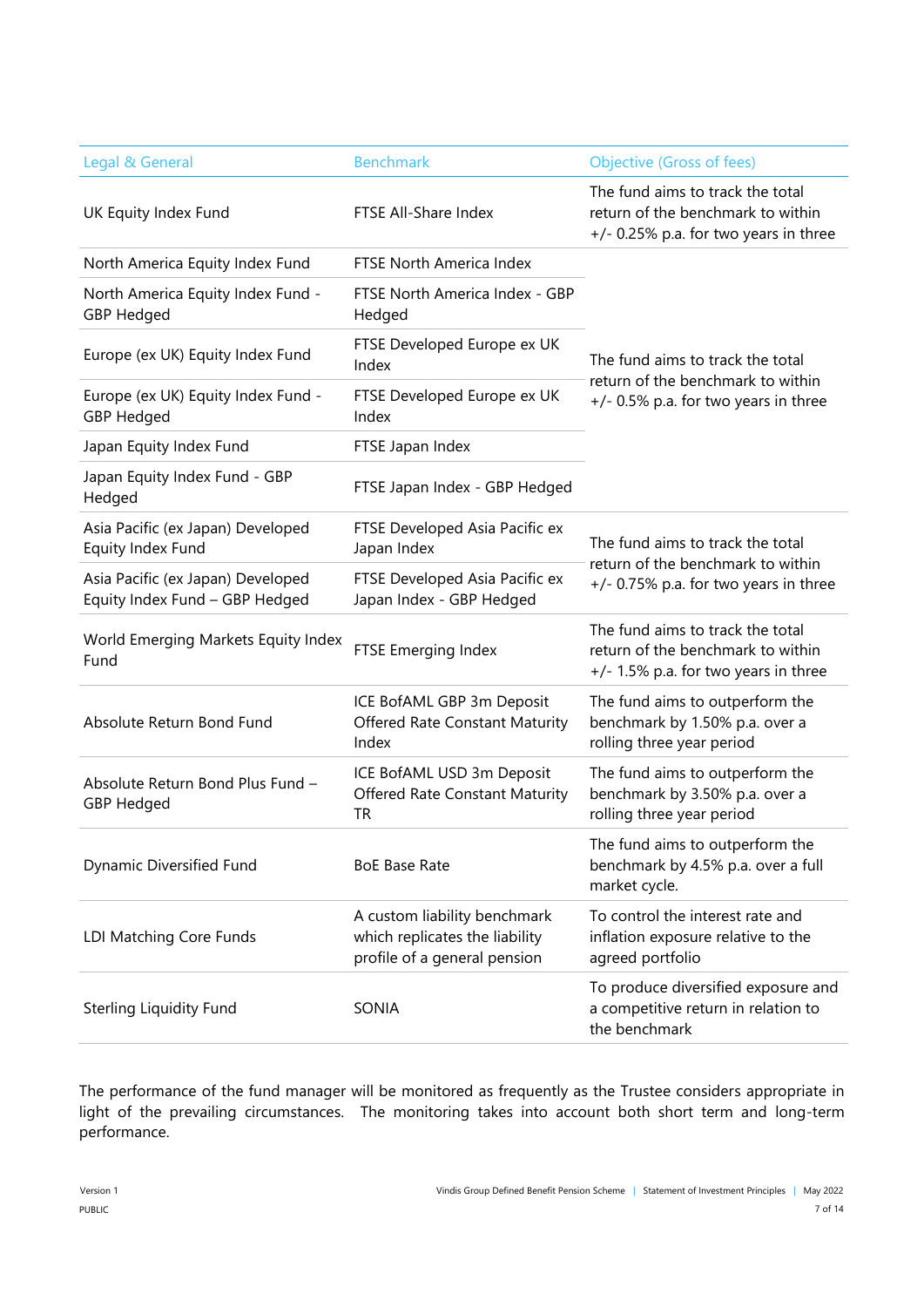| Legal & General | Benchmark | Objective (Gross of fees) |
|---|---|---|
| UK Equity Index Fund | FTSE All-Share Index | The fund aims to track the total return of the benchmark to within +/- 0.25% p.a. for two years in three |
| North America Equity Index Fund | FTSE North America Index | The fund aims to track the total return of the benchmark to within +/- 0.5% p.a. for two years in three |
| North America Equity Index Fund - GBP Hedged | FTSE North America Index - GBP Hedged | |
| Europe (ex UK) Equity Index Fund | FTSE Developed Europe ex UK Index | |
| Europe (ex UK) Equity Index Fund - GBP Hedged | FTSE Developed Europe ex UK Index | |
| Japan Equity Index Fund | FTSE Japan Index | |
| Japan Equity Index Fund - GBP Hedged | FTSE Japan Index - GBP Hedged | |
| Asia Pacific (ex Japan) Developed Equity Index Fund | FTSE Developed Asia Pacific ex Japan Index | The fund aims to track the total return of the benchmark to within +/- 0.75% p.a. for two years in three |
| Asia Pacific (ex Japan) Developed Equity Index Fund – GBP Hedged | FTSE Developed Asia Pacific ex Japan Index - GBP Hedged | |
| World Emerging Markets Equity Index Fund | FTSE Emerging Index | The fund aims to track the total return of the benchmark to within +/- 1.5% p.a. for two years in three |
| Absolute Return Bond Fund | ICE BofAML GBP 3m Deposit Offered Rate Constant Maturity Index | The fund aims to outperform the benchmark by 1.50% p.a. over a rolling three year period |
| Absolute Return Bond Plus Fund – GBP Hedged | ICE BofAML USD 3m Deposit Offered Rate Constant Maturity TR | The fund aims to outperform the benchmark by 3.50% p.a. over a rolling three year period |
| Dynamic Diversified Fund | BoE Base Rate | The fund aims to outperform the benchmark by 4.5% p.a. over a full market cycle. |
| LDI Matching Core Funds | A custom liability benchmark which replicates the liability profile of a general pension | To control the interest rate and inflation exposure relative to the agreed portfolio |
| Sterling Liquidity Fund | SONIA | To produce diversified exposure and a competitive return in relation to the benchmark |

The performance of the fund manager will be monitored as frequently as the Trustee considers appropriate in light of the prevailing circumstances. The monitoring takes into account both short term and long-term performance.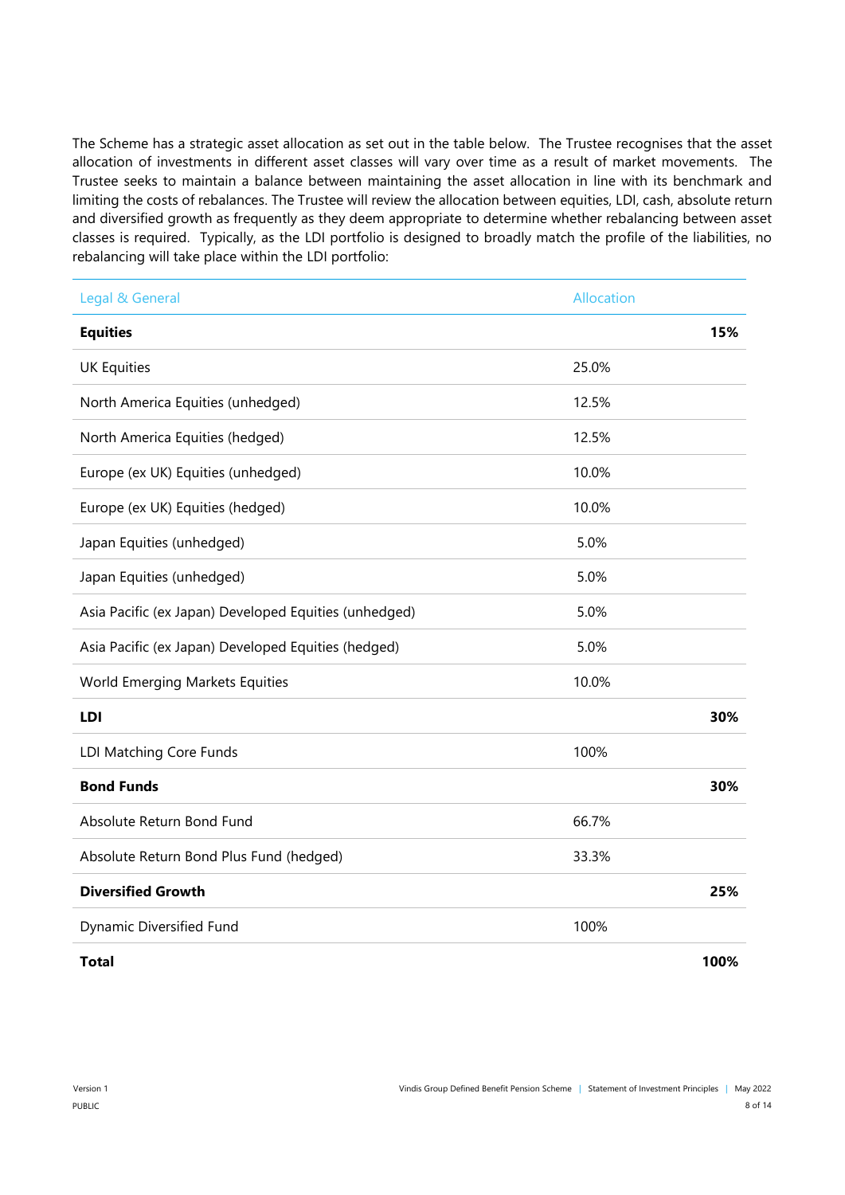The Scheme has a strategic asset allocation as set out in the table below. The Trustee recognises that the asset allocation of investments in different asset classes will vary over time as a result of market movements. The Trustee seeks to maintain a balance between maintaining the asset allocation in line with its benchmark and limiting the costs of rebalances. The Trustee will review the allocation between equities, LDI, cash, absolute return and diversified growth as frequently as they deem appropriate to determine whether rebalancing between asset classes is required. Typically, as the LDI portfolio is designed to broadly match the profile of the liabilities, no rebalancing will take place within the LDI portfolio:

| Legal & General | Allocation | |
|---|---|---|
| **Equities** | | **15%** |
| UK Equities | 25.0% | |
| North America Equities (unhedged) | 12.5% | |
| North America Equities (hedged) | 12.5% | |
| Europe (ex UK) Equities (unhedged) | 10.0% | |
| Europe (ex UK) Equities (hedged) | 10.0% | |
| Japan Equities (unhedged) | 5.0% | |
| Japan Equities (unhedged) | 5.0% | |
| Asia Pacific (ex Japan) Developed Equities (unhedged) | 5.0% | |
| Asia Pacific (ex Japan) Developed Equities (hedged) | 5.0% | |
| World Emerging Markets Equities | 10.0% | |
| **LDI** | | **30%** |
| LDI Matching Core Funds | 100% | |
| **Bond Funds** | | **30%** |
| Absolute Return Bond Fund | 66.7% | |
| Absolute Return Bond Plus Fund (hedged) | 33.3% | |
| **Diversified Growth** | | **25%** |
| Dynamic Diversified Fund | 100% | |
| **Total** | | **100%** |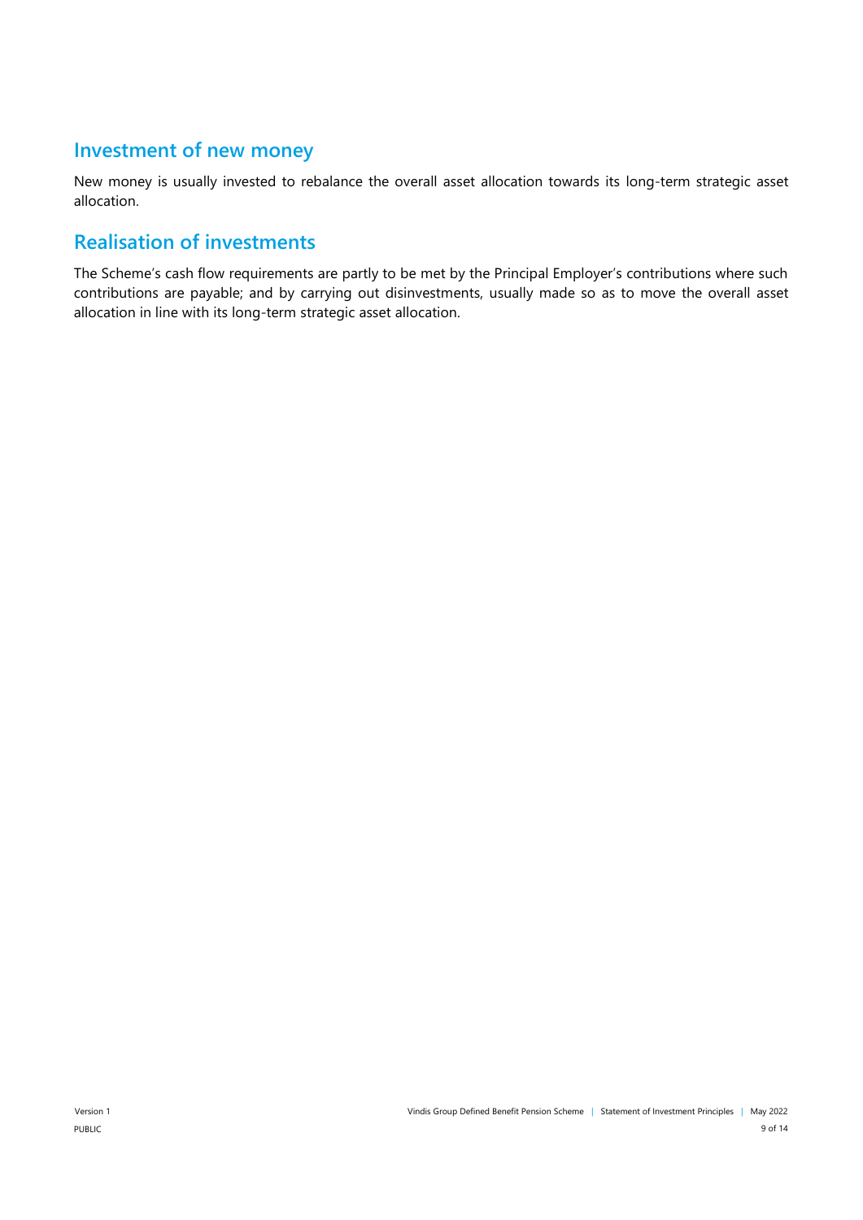## Investment of new money

New money is usually invested to rebalance the overall asset allocation towards its long-term strategic asset allocation.

## Realisation of investments

The Scheme's cash flow requirements are partly to be met by the Principal Employer's contributions where such contributions are payable; and by carrying out disinvestments, usually made so as to move the overall asset allocation in line with its long-term strategic asset allocation.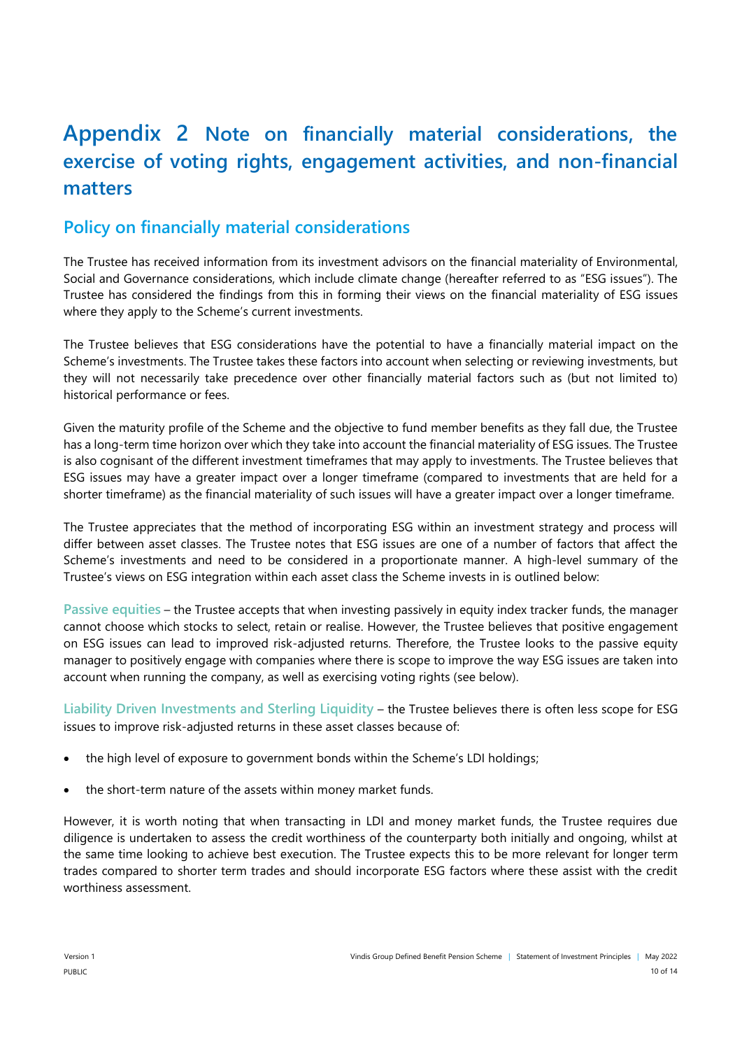# Appendix 2 Note on financially material considerations, the exercise of voting rights, engagement activities, and non-financial matters

## Policy on financially material considerations

The Trustee has received information from its investment advisors on the financial materiality of Environmental, Social and Governance considerations, which include climate change (hereafter referred to as "ESG issues"). The Trustee has considered the findings from this in forming their views on the financial materiality of ESG issues where they apply to the Scheme's current investments.

The Trustee believes that ESG considerations have the potential to have a financially material impact on the Scheme's investments. The Trustee takes these factors into account when selecting or reviewing investments, but they will not necessarily take precedence over other financially material factors such as (but not limited to) historical performance or fees.

Given the maturity profile of the Scheme and the objective to fund member benefits as they fall due, the Trustee has a long-term time horizon over which they take into account the financial materiality of ESG issues. The Trustee is also cognisant of the different investment timeframes that may apply to investments. The Trustee believes that ESG issues may have a greater impact over a longer timeframe (compared to investments that are held for a shorter timeframe) as the financial materiality of such issues will have a greater impact over a longer timeframe.

The Trustee appreciates that the method of incorporating ESG within an investment strategy and process will differ between asset classes. The Trustee notes that ESG issues are one of a number of factors that affect the Scheme's investments and need to be considered in a proportionate manner. A high-level summary of the Trustee's views on ESG integration within each asset class the Scheme invests in is outlined below:

**Passive equities** – the Trustee accepts that when investing passively in equity index tracker funds, the manager cannot choose which stocks to select, retain or realise. However, the Trustee believes that positive engagement on ESG issues can lead to improved risk-adjusted returns. Therefore, the Trustee looks to the passive equity manager to positively engage with companies where there is scope to improve the way ESG issues are taken into account when running the company, as well as exercising voting rights (see below).

**Liability Driven Investments and Sterling Liquidity** – the Trustee believes there is often less scope for ESG issues to improve risk-adjusted returns in these asset classes because of:

- the high level of exposure to government bonds within the Scheme's LDI holdings;
- the short-term nature of the assets within money market funds.

However, it is worth noting that when transacting in LDI and money market funds, the Trustee requires due diligence is undertaken to assess the credit worthiness of the counterparty both initially and ongoing, whilst at the same time looking to achieve best execution. The Trustee expects this to be more relevant for longer term trades compared to shorter term trades and should incorporate ESG factors where these assist with the credit worthiness assessment.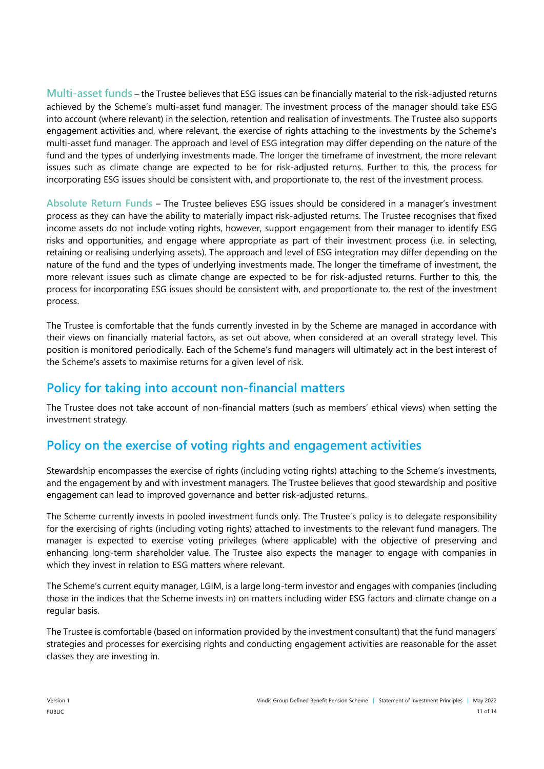**Multi-asset funds** – the Trustee believes that ESG issues can be financially material to the risk-adjusted returns achieved by the Scheme's multi-asset fund manager. The investment process of the manager should take ESG into account (where relevant) in the selection, retention and realisation of investments. The Trustee also supports engagement activities and, where relevant, the exercise of rights attaching to the investments by the Scheme's multi-asset fund manager. The approach and level of ESG integration may differ depending on the nature of the fund and the types of underlying investments made. The longer the timeframe of investment, the more relevant issues such as climate change are expected to be for risk-adjusted returns. Further to this, the process for incorporating ESG issues should be consistent with, and proportionate to, the rest of the investment process.

**Absolute Return Funds** – The Trustee believes ESG issues should be considered in a manager's investment process as they can have the ability to materially impact risk-adjusted returns. The Trustee recognises that fixed income assets do not include voting rights, however, support engagement from their manager to identify ESG risks and opportunities, and engage where appropriate as part of their investment process (i.e. in selecting, retaining or realising underlying assets). The approach and level of ESG integration may differ depending on the nature of the fund and the types of underlying investments made. The longer the timeframe of investment, the more relevant issues such as climate change are expected to be for risk-adjusted returns. Further to this, the process for incorporating ESG issues should be consistent with, and proportionate to, the rest of the investment process.

The Trustee is comfortable that the funds currently invested in by the Scheme are managed in accordance with their views on financially material factors, as set out above, when considered at an overall strategy level. This position is monitored periodically. Each of the Scheme's fund managers will ultimately act in the best interest of the Scheme's assets to maximise returns for a given level of risk.

## Policy for taking into account non-financial matters

The Trustee does not take account of non-financial matters (such as members' ethical views) when setting the investment strategy.

## Policy on the exercise of voting rights and engagement activities

Stewardship encompasses the exercise of rights (including voting rights) attaching to the Scheme's investments, and the engagement by and with investment managers. The Trustee believes that good stewardship and positive engagement can lead to improved governance and better risk-adjusted returns.

The Scheme currently invests in pooled investment funds only. The Trustee's policy is to delegate responsibility for the exercising of rights (including voting rights) attached to investments to the relevant fund managers. The manager is expected to exercise voting privileges (where applicable) with the objective of preserving and enhancing long-term shareholder value. The Trustee also expects the manager to engage with companies in which they invest in relation to ESG matters where relevant.

The Scheme's current equity manager, LGIM, is a large long-term investor and engages with companies (including those in the indices that the Scheme invests in) on matters including wider ESG factors and climate change on a regular basis.

The Trustee is comfortable (based on information provided by the investment consultant) that the fund managers' strategies and processes for exercising rights and conducting engagement activities are reasonable for the asset classes they are investing in.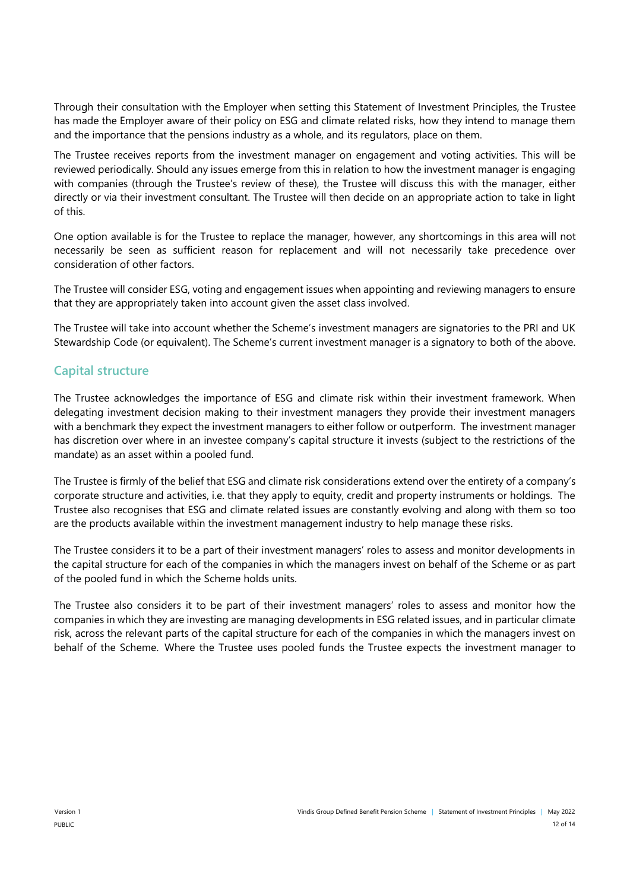Through their consultation with the Employer when setting this Statement of Investment Principles, the Trustee has made the Employer aware of their policy on ESG and climate related risks, how they intend to manage them and the importance that the pensions industry as a whole, and its regulators, place on them.

The Trustee receives reports from the investment manager on engagement and voting activities. This will be reviewed periodically. Should any issues emerge from this in relation to how the investment manager is engaging with companies (through the Trustee's review of these), the Trustee will discuss this with the manager, either directly or via their investment consultant. The Trustee will then decide on an appropriate action to take in light of this.

One option available is for the Trustee to replace the manager, however, any shortcomings in this area will not necessarily be seen as sufficient reason for replacement and will not necessarily take precedence over consideration of other factors.

The Trustee will consider ESG, voting and engagement issues when appointing and reviewing managers to ensure that they are appropriately taken into account given the asset class involved.

The Trustee will take into account whether the Scheme's investment managers are signatories to the PRI and UK Stewardship Code (or equivalent). The Scheme's current investment manager is a signatory to both of the above.

## Capital structure

The Trustee acknowledges the importance of ESG and climate risk within their investment framework. When delegating investment decision making to their investment managers they provide their investment managers with a benchmark they expect the investment managers to either follow or outperform. The investment manager has discretion over where in an investee company's capital structure it invests (subject to the restrictions of the mandate) as an asset within a pooled fund.

The Trustee is firmly of the belief that ESG and climate risk considerations extend over the entirety of a company's corporate structure and activities, i.e. that they apply to equity, credit and property instruments or holdings. The Trustee also recognises that ESG and climate related issues are constantly evolving and along with them so too are the products available within the investment management industry to help manage these risks.

The Trustee considers it to be a part of their investment managers' roles to assess and monitor developments in the capital structure for each of the companies in which the managers invest on behalf of the Scheme or as part of the pooled fund in which the Scheme holds units.

The Trustee also considers it to be part of their investment managers' roles to assess and monitor how the companies in which they are investing are managing developments in ESG related issues, and in particular climate risk, across the relevant parts of the capital structure for each of the companies in which the managers invest on behalf of the Scheme. Where the Trustee uses pooled funds the Trustee expects the investment manager to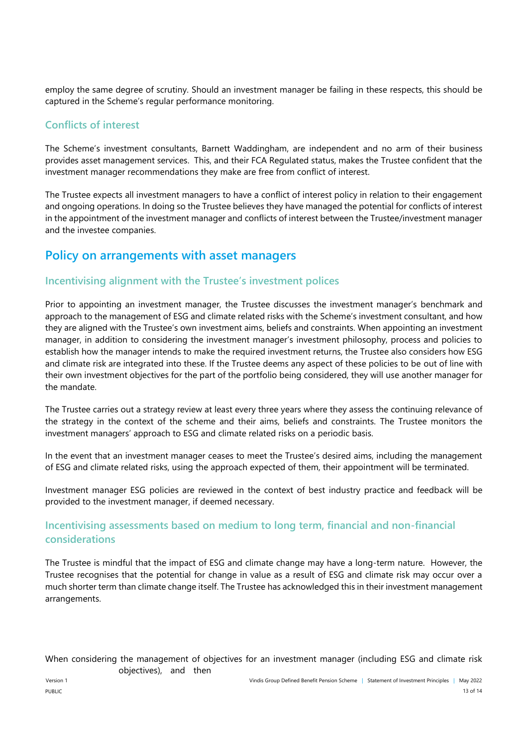employ the same degree of scrutiny. Should an investment manager be failing in these respects, this should be captured in the Scheme's regular performance monitoring.

### Conflicts of interest

The Scheme's investment consultants, Barnett Waddingham, are independent and no arm of their business provides asset management services. This, and their FCA Regulated status, makes the Trustee confident that the investment manager recommendations they make are free from conflict of interest.

The Trustee expects all investment managers to have a conflict of interest policy in relation to their engagement and ongoing operations. In doing so the Trustee believes they have managed the potential for conflicts of interest in the appointment of the investment manager and conflicts of interest between the Trustee/investment manager and the investee companies.

## Policy on arrangements with asset managers

### Incentivising alignment with the Trustee's investment polices

Prior to appointing an investment manager, the Trustee discusses the investment manager's benchmark and approach to the management of ESG and climate related risks with the Scheme's investment consultant, and how they are aligned with the Trustee's own investment aims, beliefs and constraints. When appointing an investment manager, in addition to considering the investment manager's investment philosophy, process and policies to establish how the manager intends to make the required investment returns, the Trustee also considers how ESG and climate risk are integrated into these. If the Trustee deems any aspect of these policies to be out of line with their own investment objectives for the part of the portfolio being considered, they will use another manager for the mandate.

The Trustee carries out a strategy review at least every three years where they assess the continuing relevance of the strategy in the context of the scheme and their aims, beliefs and constraints. The Trustee monitors the investment managers' approach to ESG and climate related risks on a periodic basis.

In the event that an investment manager ceases to meet the Trustee's desired aims, including the management of ESG and climate related risks, using the approach expected of them, their appointment will be terminated.

Investment manager ESG policies are reviewed in the context of best industry practice and feedback will be provided to the investment manager, if deemed necessary.

### Incentivising assessments based on medium to long term, financial and non-financial considerations

The Trustee is mindful that the impact of ESG and climate change may have a long-term nature. However, the Trustee recognises that the potential for change in value as a result of ESG and climate risk may occur over a much shorter term than climate change itself. The Trustee has acknowledged this in their investment management arrangements.

When considering the management of objectives for an investment manager (including ESG and climate risk objectives), and then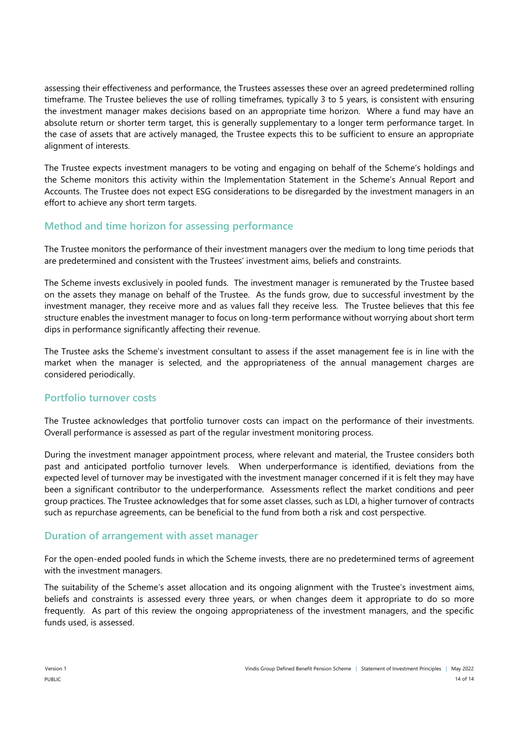assessing their effectiveness and performance, the Trustees assesses these over an agreed predetermined rolling timeframe. The Trustee believes the use of rolling timeframes, typically 3 to 5 years, is consistent with ensuring the investment manager makes decisions based on an appropriate time horizon. Where a fund may have an absolute return or shorter term target, this is generally supplementary to a longer term performance target. In the case of assets that are actively managed, the Trustee expects this to be sufficient to ensure an appropriate alignment of interests.

The Trustee expects investment managers to be voting and engaging on behalf of the Scheme's holdings and the Scheme monitors this activity within the Implementation Statement in the Scheme's Annual Report and Accounts. The Trustee does not expect ESG considerations to be disregarded by the investment managers in an effort to achieve any short term targets.

## Method and time horizon for assessing performance

The Trustee monitors the performance of their investment managers over the medium to long time periods that are predetermined and consistent with the Trustees' investment aims, beliefs and constraints.

The Scheme invests exclusively in pooled funds. The investment manager is remunerated by the Trustee based on the assets they manage on behalf of the Trustee. As the funds grow, due to successful investment by the investment manager, they receive more and as values fall they receive less. The Trustee believes that this fee structure enables the investment manager to focus on long-term performance without worrying about short term dips in performance significantly affecting their revenue.

The Trustee asks the Scheme's investment consultant to assess if the asset management fee is in line with the market when the manager is selected, and the appropriateness of the annual management charges are considered periodically.

## Portfolio turnover costs

The Trustee acknowledges that portfolio turnover costs can impact on the performance of their investments. Overall performance is assessed as part of the regular investment monitoring process.

During the investment manager appointment process, where relevant and material, the Trustee considers both past and anticipated portfolio turnover levels. When underperformance is identified, deviations from the expected level of turnover may be investigated with the investment manager concerned if it is felt they may have been a significant contributor to the underperformance. Assessments reflect the market conditions and peer group practices. The Trustee acknowledges that for some asset classes, such as LDI, a higher turnover of contracts such as repurchase agreements, can be beneficial to the fund from both a risk and cost perspective.

## Duration of arrangement with asset manager

For the open-ended pooled funds in which the Scheme invests, there are no predetermined terms of agreement with the investment managers.

The suitability of the Scheme's asset allocation and its ongoing alignment with the Trustee's investment aims, beliefs and constraints is assessed every three years, or when changes deem it appropriate to do so more frequently. As part of this review the ongoing appropriateness of the investment managers, and the specific funds used, is assessed.